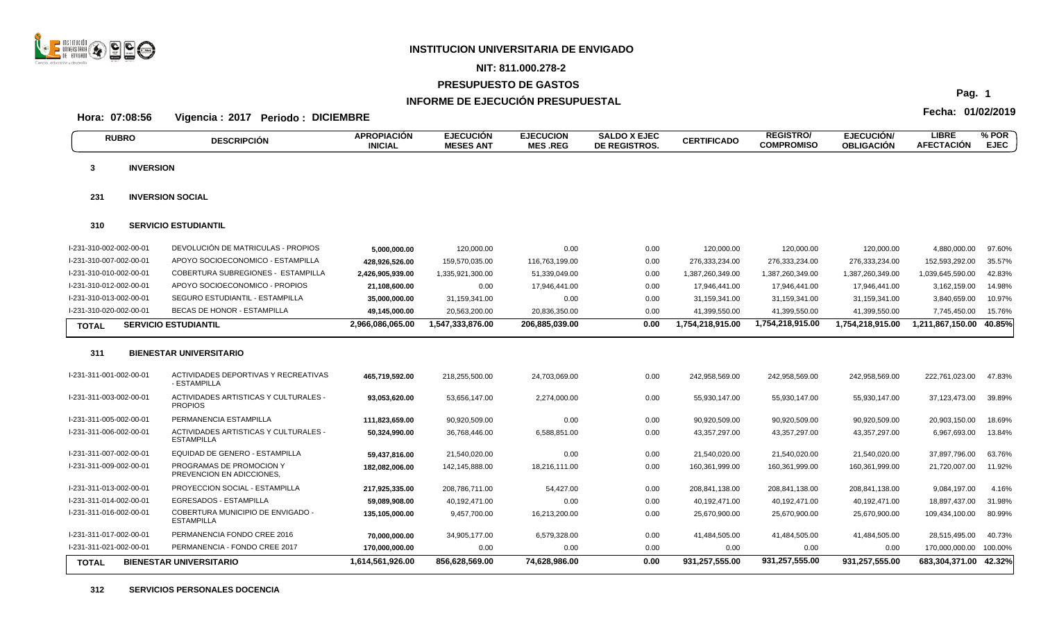# INSTITUCION UNIVERSITARIA DE ENVIGADO

**NIT: 811.000.278-2**

**PRESUPUESTO DE GASTOS**

**INFORME DE EJECUCIÓN PRESUPUESTAL**

**Hora: 07:08:56 Vigencia : 2017 Periodo : DICIEMBRE**

**Fecha: 01/02/2019**

| RUBRO | DESCRIPCIÓN | APROPIACIÓN INICIAL | EJECUCIÓN MESES ANT | EJECUCION MES .REG | SALDO X EJEC DE REGISTROS. | CERTIFICADO | REGISTRO/ COMPROMISO | EJECUCIÓN/ OBLIGACIÓN | LIBRE AFECTACIÓN | % POR EJEC |
|---|---|---|---|---|---|---|---|---|---|---|
| **3** | **INVERSION** | | | | | | | | | |
| **231** | **INVERSION SOCIAL** | | | | | | | | | |
| **310** | **SERVICIO ESTUDIANTIL** | | | | | | | | | |
| I-231-310-002-002-00-01 | DEVOLUCIÓN DE MATRICULAS - PROPIOS | **5,000,000.00** | 120,000.00 | 0.00 | 0.00 | 120,000.00 | 120,000.00 | 120,000.00 | 4,880,000.00 | 97.60% |
| I-231-310-007-002-00-01 | APOYO SOCIOECONOMICO - ESTAMPILLA | **428,926,526.00** | 159,570,035.00 | 116,763,199.00 | 0.00 | 276,333,234.00 | 276,333,234.00 | 276,333,234.00 | 152,593,292.00 | 35.57% |
| I-231-310-010-002-00-01 | COBERTURA SUBREGIONES - ESTAMPILLA | **2,426,905,939.00** | 1,335,921,300.00 | 51,339,049.00 | 0.00 | 1,387,260,349.00 | 1,387,260,349.00 | 1,387,260,349.00 | 1,039,645,590.00 | 42.83% |
| I-231-310-012-002-00-01 | APOYO SOCIOECONOMICO - PROPIOS | **21,108,600.00** | 0.00 | 17,946,441.00 | 0.00 | 17,946,441.00 | 17,946,441.00 | 17,946,441.00 | 3,162,159.00 | 14.98% |
| I-231-310-013-002-00-01 | SEGURO ESTUDIANTIL - ESTAMPILLA | **35,000,000.00** | 31,159,341.00 | 0.00 | 0.00 | 31,159,341.00 | 31,159,341.00 | 31,159,341.00 | 3,840,659.00 | 10.97% |
| I-231-310-020-002-00-01 | BECAS DE HONOR - ESTAMPILLA | **49,145,000.00** | 20,563,200.00 | 20,836,350.00 | 0.00 | 41,399,550.00 | 41,399,550.00 | 41,399,550.00 | 7,745,450.00 | 15.76% |
| **TOTAL** | **SERVICIO ESTUDIANTIL** | **2,966,086,065.00** | **1,547,333,876.00** | **206,885,039.00** | **0.00** | **1,754,218,915.00** | **1,754,218,915.00** | **1,754,218,915.00** | **1,211,867,150.00** | **40.85%** |
| **311** | **BIENESTAR UNIVERSITARIO** | | | | | | | | | |
| I-231-311-001-002-00-01 | ACTIVIDADES DEPORTIVAS Y RECREATIVAS - ESTAMPILLA | **465,719,592.00** | 218,255,500.00 | 24,703,069.00 | 0.00 | 242,958,569.00 | 242,958,569.00 | 242,958,569.00 | 222,761,023.00 | 47.83% |
| I-231-311-003-002-00-01 | ACTIVIDADES ARTISTICAS Y CULTURALES - PROPIOS | **93,053,620.00** | 53,656,147.00 | 2,274,000.00 | 0.00 | 55,930,147.00 | 55,930,147.00 | 55,930,147.00 | 37,123,473.00 | 39.89% |
| I-231-311-005-002-00-01 | PERMANENCIA ESTAMPILLA | **111,823,659.00** | 90,920,509.00 | 0.00 | 0.00 | 90,920,509.00 | 90,920,509.00 | 90,920,509.00 | 20,903,150.00 | 18.69% |
| I-231-311-006-002-00-01 | ACTIVIDADES ARTISTICAS Y CULTURALES - ESTAMPILLA | **50,324,990.00** | 36,768,446.00 | 6,588,851.00 | 0.00 | 43,357,297.00 | 43,357,297.00 | 43,357,297.00 | 6,967,693.00 | 13.84% |
| I-231-311-007-002-00-01 | EQUIDAD DE GENERO - ESTAMPILLA | **59,437,816.00** | 21,540,020.00 | 0.00 | 0.00 | 21,540,020.00 | 21,540,020.00 | 21,540,020.00 | 37,897,796.00 | 63.76% |
| I-231-311-009-002-00-01 | PROGRAMAS DE PROMOCION Y PREVENCION EN ADICCIONES, | **182,082,006.00** | 142,145,888.00 | 18,216,111.00 | 0.00 | 160,361,999.00 | 160,361,999.00 | 160,361,999.00 | 21,720,007.00 | 11.92% |
| I-231-311-013-002-00-01 | PROYECCION SOCIAL - ESTAMPILLA | **217,925,335.00** | 208,786,711.00 | 54,427.00 | 0.00 | 208,841,138.00 | 208,841,138.00 | 208,841,138.00 | 9,084,197.00 | 4.16% |
| I-231-311-014-002-00-01 | EGRESADOS - ESTAMPILLA | **59,089,908.00** | 40,192,471.00 | 0.00 | 0.00 | 40,192,471.00 | 40,192,471.00 | 40,192,471.00 | 18,897,437.00 | 31.98% |
| I-231-311-016-002-00-01 | COBERTURA MUNICIPIO DE ENVIGADO - ESTAMPILLA | **135,105,000.00** | 9,457,700.00 | 16,213,200.00 | 0.00 | 25,670,900.00 | 25,670,900.00 | 25,670,900.00 | 109,434,100.00 | 80.99% |
| I-231-311-017-002-00-01 | PERMANENCIA FONDO CREE 2016 | **70,000,000.00** | 34,905,177.00 | 6,579,328.00 | 0.00 | 41,484,505.00 | 41,484,505.00 | 41,484,505.00 | 28,515,495.00 | 40.73% |
| I-231-311-021-002-00-01 | PERMANENCIA - FONDO CREE 2017 | **170,000,000.00** | 0.00 | 0.00 | 0.00 | 0.00 | 0.00 | 0.00 | 170,000,000.00 | 100.00% |
| **TOTAL** | **BIENESTAR UNIVERSITARIO** | **1,614,561,926.00** | **856,628,569.00** | **74,628,986.00** | **0.00** | **931,257,555.00** | **931,257,555.00** | **931,257,555.00** | **683,304,371.00** | **42.32%** |
| **312** | **SERVICIOS PERSONALES DOCENCIA** | | | | | | | | | |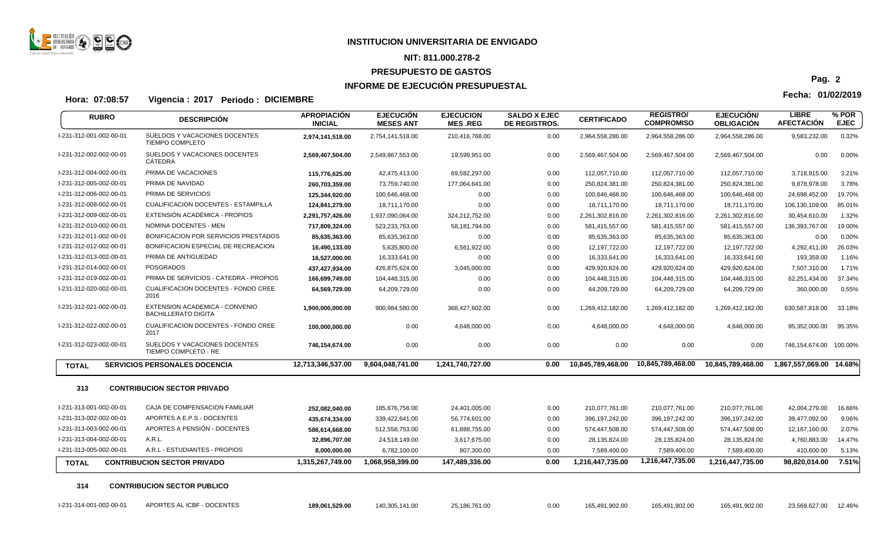**INSTITUCION UNIVERSITARIA DE ENVIGADO**

**NIT: 811.000.278-2**

**PRESUPUESTO DE GASTOS**

**INFORME DE EJECUCIÓN PRESUPUESTAL**

**Hora: 07:08:57** **Vigencia : 2017 Periodo : DICIEMBRE** **Fecha: 01/02/2019**

| RUBRO | DESCRIPCIÓN | APROPIACIÓN INICIAL | EJECUCIÓN MESES ANT | EJECUCION MES .REG | SALDO X EJEC DE REGISTROS. | CERTIFICADO | REGISTRO/ COMPROMISO | EJECUCIÓN/ OBLIGACIÓN | LIBRE AFECTACIÓN | % POR EJEC |
|---|---|---|---|---|---|---|---|---|---|---|
| I-231-312-001-002-00-01 | SUELDOS Y VACACIONES DOCENTES TIEMPO COMPLETO | **2,974,141,518.00** | 2,754,141,518.00 | 210,416,768.00 | 0.00 | 2,964,558,286.00 | 2,964,558,286.00 | 2,964,558,286.00 | 9,583,232.00 | 0.32% |
| I-231-312-002-002-00-01 | SUELDOS Y VACACIONES DOCENTES CÁTEDRA | **2,569,467,504.00** | 2,549,867,553.00 | 19,599,951.00 | 0.00 | 2,569,467,504.00 | 2,569,467,504.00 | 2,569,467,504.00 | 0.00 | 0.00% |
| I-231-312-004-002-00-01 | PRIMA DE VACACIONES | **115,776,625.00** | 42,475,413.00 | 69,582,297.00 | 0.00 | 112,057,710.00 | 112,057,710.00 | 112,057,710.00 | 3,718,915.00 | 3.21% |
| I-231-312-005-002-00-01 | PRIMA DE NAVIDAD | **260,703,359.00** | 73,759,740.00 | 177,064,641.00 | 0.00 | 250,824,381.00 | 250,824,381.00 | 250,824,381.00 | 9,878,978.00 | 3.78% |
| I-231-312-006-002-00-01 | PRIMA DE SERVICIOS | **125,344,920.00** | 100,646,468.00 | 0.00 | 0.00 | 100,646,468.00 | 100,646,468.00 | 100,646,468.00 | 24,698,452.00 | 19.70% |
| I-231-312-008-002-00-01 | CUALIFICACION DOCENTES - ESTAMPILLA | **124,841,279.00** | 18,711,170.00 | 0.00 | 0.00 | 18,711,170.00 | 18,711,170.00 | 18,711,170.00 | 106,130,109.00 | 85.01% |
| I-231-312-009-002-00-01 | EXTENSIÓN ACADÉMICA - PROPIOS | **2,291,757,426.00** | 1,937,090,064.00 | 324,212,752.00 | 0.00 | 2,261,302,816.00 | 2,261,302,816.00 | 2,261,302,816.00 | 30,454,610.00 | 1.32% |
| I-231-312-010-002-00-01 | NOMINA DOCENTES - MEN | **717,809,324.00** | 523,233,763.00 | 58,181,794.00 | 0.00 | 581,415,557.00 | 581,415,557.00 | 581,415,557.00 | 136,393,767.00 | 19.00% |
| I-231-312-011-002-00-01 | BONIFICACION POR SERVICIOS PRESTADOS | **85,635,363.00** | 85,635,363.00 | 0.00 | 0.00 | 85,635,363.00 | 85,635,363.00 | 85,635,363.00 | 0.00 | 0.00% |
| I-231-312-012-002-00-01 | BONIFICACION ESPECIAL DE RECREACION | **16,490,133.00** | 5,635,800.00 | 6,561,922.00 | 0.00 | 12,197,722.00 | 12,197,722.00 | 12,197,722.00 | 4,292,411.00 | 26.03% |
| I-231-312-013-002-00-01 | PRIMA DE ANTIGUEDAD | **16,527,000.00** | 16,333,641.00 | 0.00 | 0.00 | 16,333,641.00 | 16,333,641.00 | 16,333,641.00 | 193,359.00 | 1.16% |
| I-231-312-014-002-00-01 | POSGRADOS | **437,427,934.00** | 426,875,624.00 | 3,045,000.00 | 0.00 | 429,920,624.00 | 429,920,624.00 | 429,920,624.00 | 7,507,310.00 | 1.71% |
| I-231-312-019-002-00-01 | PRIMA DE SERVICIOS - CATEDRA - PROPIOS | **166,699,749.00** | 104,448,315.00 | 0.00 | 0.00 | 104,448,315.00 | 104,448,315.00 | 104,448,315.00 | 62,251,434.00 | 37.34% |
| I-231-312-020-002-00-01 | CUALIFICACION DOCENTES - FONDO CREE 2016 | **64,569,729.00** | 64,209,729.00 | 0.00 | 0.00 | 64,209,729.00 | 64,209,729.00 | 64,209,729.00 | 360,000.00 | 0.55% |
| I-231-312-021-002-00-01 | EXTENSION ACADEMICA - CONVENIO BACHILLERATO DIGITA | **1,900,000,000.00** | 900,984,580.00 | 368,427,602.00 | 0.00 | 1,269,412,182.00 | 1,269,412,182.00 | 1,269,412,182.00 | 630,587,818.00 | 33.18% |
| I-231-312-022-002-00-01 | CUALIFICACION DOCENTES - FONDO CREE 2017 | **100,000,000.00** | 0.00 | 4,648,000.00 | 0.00 | 4,648,000.00 | 4,648,000.00 | 4,648,000.00 | 95,352,000.00 | 95.35% |
| I-231-312-023-002-00-01 | SUELDOS Y VACACIONES DOCENTES TIEMPO COMPLETO - RE | **746,154,674.00** | 0.00 | 0.00 | 0.00 | 0.00 | 0.00 | 0.00 | 746,154,674.00 | 100.00% |
| **TOTAL** | **SERVICIOS PERSONALES DOCENCIA** | **12,713,346,537.00** | **9,604,048,741.00** | **1,241,740,727.00** | **0.00** | **10,845,789,468.00** | **10,845,789,468.00** | **10,845,789,468.00** | **1,867,557,069.00** | **14.68%** |
| **313** | **CONTRIBUCION SECTOR PRIVADO** | | | | | | | | | |
| I-231-313-001-002-00-01 | CAJA DE COMPENSACION FAMILIAR | **252,082,040.00** | 185,676,756.00 | 24,401,005.00 | 0.00 | 210,077,761.00 | 210,077,761.00 | 210,077,761.00 | 42,004,279.00 | 16.66% |
| I-231-313-002-002-00-01 | APORTES A E.P.S - DOCENTES | **435,674,334.00** | 339,422,641.00 | 56,774,601.00 | 0.00 | 396,197,242.00 | 396,197,242.00 | 396,197,242.00 | 39,477,092.00 | 9.06% |
| I-231-313-003-002-00-01 | APORTES A PENSIÓN - DOCENTES | **586,614,668.00** | 512,558,753.00 | 61,888,755.00 | 0.00 | 574,447,508.00 | 574,447,508.00 | 574,447,508.00 | 12,167,160.00 | 2.07% |
| I-231-313-004-002-00-01 | A.R.L. | **32,896,707.00** | 24,518,149.00 | 3,617,675.00 | 0.00 | 28,135,824.00 | 28,135,824.00 | 28,135,824.00 | 4,760,883.00 | 14.47% |
| I-231-313-005-002-00-01 | A.R.L - ESTUDIANTES - PROPIOS | **8,000,000.00** | 6,782,100.00 | 807,300.00 | 0.00 | 7,589,400.00 | 7,589,400.00 | 7,589,400.00 | 410,600.00 | 5.13% |
| **TOTAL** | **CONTRIBUCION SECTOR PRIVADO** | **1,315,267,749.00** | **1,068,958,399.00** | **147,489,336.00** | **0.00** | **1,216,447,735.00** | **1,216,447,735.00** | **1,216,447,735.00** | **98,820,014.00** | **7.51%** |
| **314** | **CONTRIBUCION SECTOR PUBLICO** | | | | | | | | | |
| I-231-314-001-002-00-01 | APORTES AL ICBF - DOCENTES | **189,061,529.00** | 140,305,141.00 | 25,186,761.00 | 0.00 | 165,491,902.00 | 165,491,902.00 | 165,491,902.00 | 23,569,627.00 | 12.46% |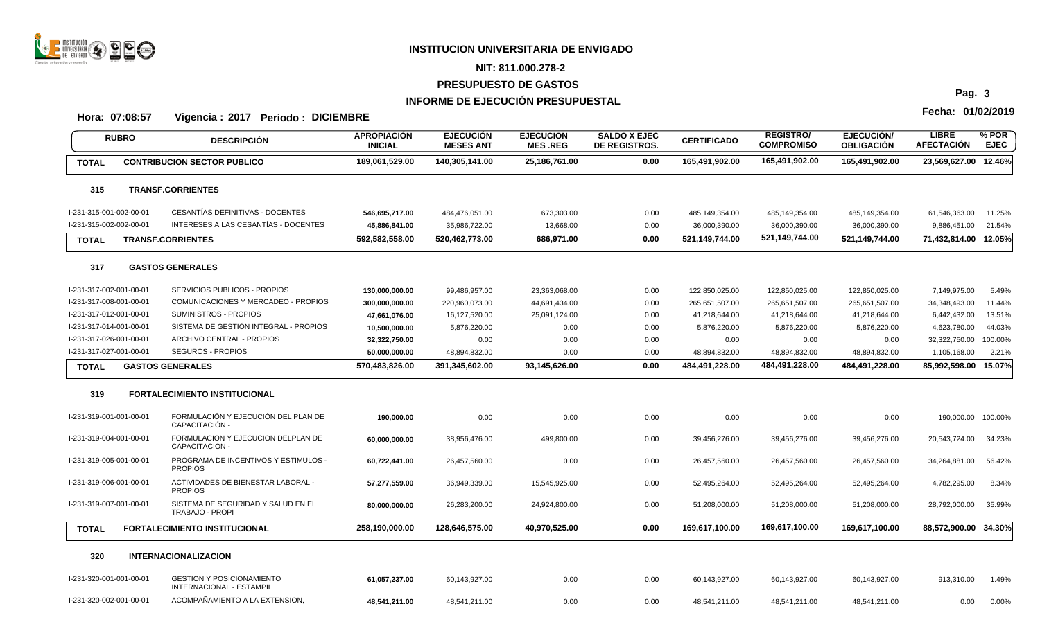**INSTITUCION UNIVERSITARIA DE ENVIGADO**

**NIT: 811.000.278-2**

**PRESUPUESTO DE GASTOS**

**INFORME DE EJECUCIÓN PRESUPUESTAL**

**Hora: 07:08:57** **Vigencia : 2017 Periodo : DICIEMBRE**

**Fecha: 01/02/2019**

| RUBRO | DESCRIPCIÓN | APROPIACIÓN INICIAL | EJECUCIÓN MESES ANT | EJECUCION MES .REG | SALDO X EJEC DE REGISTROS. | CERTIFICADO | REGISTRO/ COMPROMISO | EJECUCIÓN/ OBLIGACIÓN | LIBRE AFECTACIÓN | % POR EJEC |
|---|---|---|---|---|---|---|---|---|---|---|
| **TOTAL** | **CONTRIBUCION SECTOR PUBLICO** | **189,061,529.00** | **140,305,141.00** | **25,186,761.00** | **0.00** | **165,491,902.00** | **165,491,902.00** | **165,491,902.00** | **23,569,627.00** | **12.46%** |
| **315** | **TRANSF.CORRIENTES** | | | | | | | | | |
| I-231-315-001-002-00-01 | CESANTÍAS DEFINITIVAS - DOCENTES | **546,695,717.00** | 484,476,051.00 | 673,303.00 | 0.00 | 485,149,354.00 | 485,149,354.00 | 485,149,354.00 | 61,546,363.00 | 11.25% |
| I-231-315-002-002-00-01 | INTERESES A LAS CESANTÍAS - DOCENTES | **45,886,841.00** | 35,986,722.00 | 13,668.00 | 0.00 | 36,000,390.00 | 36,000,390.00 | 36,000,390.00 | 9,886,451.00 | 21.54% |
| **TOTAL** | **TRANSF.CORRIENTES** | **592,582,558.00** | **520,462,773.00** | **686,971.00** | **0.00** | **521,149,744.00** | **521,149,744.00** | **521,149,744.00** | **71,432,814.00** | **12.05%** |
| **317** | **GASTOS GENERALES** | | | | | | | | | |
| I-231-317-002-001-00-01 | SERVICIOS PUBLICOS - PROPIOS | **130,000,000.00** | 99,486,957.00 | 23,363,068.00 | 0.00 | 122,850,025.00 | 122,850,025.00 | 122,850,025.00 | 7,149,975.00 | 5.49% |
| I-231-317-008-001-00-01 | COMUNICACIONES Y MERCADEO - PROPIOS | **300,000,000.00** | 220,960,073.00 | 44,691,434.00 | 0.00 | 265,651,507.00 | 265,651,507.00 | 265,651,507.00 | 34,348,493.00 | 11.44% |
| I-231-317-012-001-00-01 | SUMINISTROS - PROPIOS | **47,661,076.00** | 16,127,520.00 | 25,091,124.00 | 0.00 | 41,218,644.00 | 41,218,644.00 | 41,218,644.00 | 6,442,432.00 | 13.51% |
| I-231-317-014-001-00-01 | SISTEMA DE GESTIÓN INTEGRAL - PROPIOS | **10,500,000.00** | 5,876,220.00 | 0.00 | 0.00 | 5,876,220.00 | 5,876,220.00 | 5,876,220.00 | 4,623,780.00 | 44.03% |
| I-231-317-026-001-00-01 | ARCHIVO CENTRAL - PROPIOS | **32,322,750.00** | 0.00 | 0.00 | 0.00 | 0.00 | 0.00 | 0.00 | 32,322,750.00 | 100.00% |
| I-231-317-027-001-00-01 | SEGUROS - PROPIOS | **50,000,000.00** | 48,894,832.00 | 0.00 | 0.00 | 48,894,832.00 | 48,894,832.00 | 48,894,832.00 | 1,105,168.00 | 2.21% |
| **TOTAL** | **GASTOS GENERALES** | **570,483,826.00** | **391,345,602.00** | **93,145,626.00** | **0.00** | **484,491,228.00** | **484,491,228.00** | **484,491,228.00** | **85,992,598.00** | **15.07%** |
| **319** | **FORTALECIMIENTO INSTITUCIONAL** | | | | | | | | | |
| I-231-319-001-001-00-01 | FORMULACIÓN Y EJECUCIÓN DEL PLAN DE CAPACITACIÓN - | **190,000.00** | 0.00 | 0.00 | 0.00 | 0.00 | 0.00 | 0.00 | 190,000.00 | 100.00% |
| I-231-319-004-001-00-01 | FORMULACION Y EJECUCION DELPLAN DE CAPACITACION - | **60,000,000.00** | 38,956,476.00 | 499,800.00 | 0.00 | 39,456,276.00 | 39,456,276.00 | 39,456,276.00 | 20,543,724.00 | 34.23% |
| I-231-319-005-001-00-01 | PROGRAMA DE INCENTIVOS Y ESTIMULOS - PROPIOS | **60,722,441.00** | 26,457,560.00 | 0.00 | 0.00 | 26,457,560.00 | 26,457,560.00 | 26,457,560.00 | 34,264,881.00 | 56.42% |
| I-231-319-006-001-00-01 | ACTIVIDADES DE BIENESTAR LABORAL - PROPIOS | **57,277,559.00** | 36,949,339.00 | 15,545,925.00 | 0.00 | 52,495,264.00 | 52,495,264.00 | 52,495,264.00 | 4,782,295.00 | 8.34% |
| I-231-319-007-001-00-01 | SISTEMA DE SEGURIDAD Y SALUD EN EL TRABAJO - PROPI | **80,000,000.00** | 26,283,200.00 | 24,924,800.00 | 0.00 | 51,208,000.00 | 51,208,000.00 | 51,208,000.00 | 28,792,000.00 | 35.99% |
| **TOTAL** | **FORTALECIMIENTO INSTITUCIONAL** | **258,190,000.00** | **128,646,575.00** | **40,970,525.00** | **0.00** | **169,617,100.00** | **169,617,100.00** | **169,617,100.00** | **88,572,900.00** | **34.30%** |
| **320** | **INTERNACIONALIZACION** | | | | | | | | | |
| I-231-320-001-001-00-01 | GESTION Y POSICIONAMIENTO INTERNACIONAL - ESTAMPIL | **61,057,237.00** | 60,143,927.00 | 0.00 | 0.00 | 60,143,927.00 | 60,143,927.00 | 60,143,927.00 | 913,310.00 | 1.49% |
| I-231-320-002-001-00-01 | ACOMPAÑAMIENTO A LA EXTENSION, | **48,541,211.00** | 48,541,211.00 | 0.00 | 0.00 | 48,541,211.00 | 48,541,211.00 | 48,541,211.00 | 0.00 | 0.00% |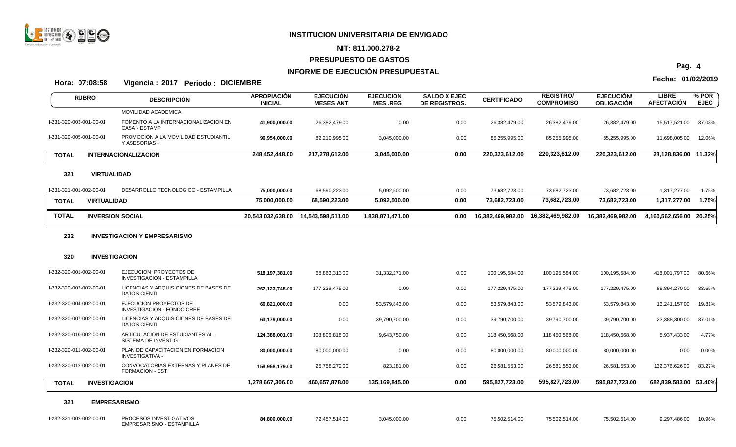**INSTITUCION UNIVERSITARIA DE ENVIGADO**

**NIT: 811.000.278-2**

**PRESUPUESTO DE GASTOS**

**INFORME DE EJECUCIÓN PRESUPUESTAL**

**Hora: 07:08:58 Vigencia : 2017 Periodo : DICIEMBRE**

**Fecha: 01/02/2019**

| RUBRO | DESCRIPCIÓN | APROPIACIÓN INICIAL | EJECUCIÓN MESES ANT | EJECUCION MES .REG | SALDO X EJEC DE REGISTROS. | CERTIFICADO | REGISTRO/ COMPROMISO | EJECUCIÓN/ OBLIGACIÓN | LIBRE AFECTACIÓN | % POR EJEC |
|---|---|---|---|---|---|---|---|---|---|---|
| | MOVILIDAD ACADEMICA | | | | | | | | | |
| I-231-320-003-001-00-01 | FOMENTO A LA INTERNACIONALIZACION EN CASA - ESTAMP | **41,900,000.00** | 26,382,479.00 | 0.00 | 0.00 | 26,382,479.00 | 26,382,479.00 | 26,382,479.00 | 15,517,521.00 | 37.03% |
| I-231-320-005-001-00-01 | PROMOCION A LA MOVILIDAD ESTUDIANTIL Y ASESORIAS - | **96,954,000.00** | 82,210,995.00 | 3,045,000.00 | 0.00 | 85,255,995.00 | 85,255,995.00 | 85,255,995.00 | 11,698,005.00 | 12.06% |
| **TOTAL** | **INTERNACIONALIZACION** | **248,452,448.00** | **217,278,612.00** | **3,045,000.00** | **0.00** | **220,323,612.00** | **220,323,612.00** | **220,323,612.00** | **28,128,836.00** | **11.32%** |
| **321** | **VIRTUALIDAD** | | | | | | | | | |
| I-231-321-001-002-00-01 | DESARROLLO TECNOLOGICO - ESTAMPILLA | **75,000,000.00** | 68,590,223.00 | 5,092,500.00 | 0.00 | 73,682,723.00 | 73,682,723.00 | 73,682,723.00 | 1,317,277.00 | 1.75% |
| **TOTAL** | **VIRTUALIDAD** | **75,000,000.00** | **68,590,223.00** | **5,092,500.00** | **0.00** | **73,682,723.00** | **73,682,723.00** | **73,682,723.00** | **1,317,277.00** | **1.75%** |
| **TOTAL** | **INVERSION SOCIAL** | **20,543,032,638.00** | **14,543,598,511.00** | **1,838,871,471.00** | **0.00** | **16,382,469,982.00** | **16,382,469,982.00** | **16,382,469,982.00** | **4,160,562,656.00** | **20.25%** |
| **232** | **INVESTIGACIÓN Y EMPRESARISMO** | | | | | | | | | |
| **320** | **INVESTIGACION** | | | | | | | | | |
| I-232-320-001-002-00-01 | EJECUCION PROYECTOS DE INVESTIGACION - ESTAMPILLA | **518,197,381.00** | 68,863,313.00 | 31,332,271.00 | 0.00 | 100,195,584.00 | 100,195,584.00 | 100,195,584.00 | 418,001,797.00 | 80.66% |
| I-232-320-003-002-00-01 | LICENCIAS Y ADQUISICIONES DE BASES DE DATOS CIENTI | **267,123,745.00** | 177,229,475.00 | 0.00 | 0.00 | 177,229,475.00 | 177,229,475.00 | 177,229,475.00 | 89,894,270.00 | 33.65% |
| I-232-320-004-002-00-01 | EJECUCIÓN PROYECTOS DE INVESTIGACION - FONDO CREE | **66,821,000.00** | 0.00 | 53,579,843.00 | 0.00 | 53,579,843.00 | 53,579,843.00 | 53,579,843.00 | 13,241,157.00 | 19.81% |
| I-232-320-007-002-00-01 | LICENCIAS Y ADQUISICIONES DE BASES DE DATOS CIENTI | **63,179,000.00** | 0.00 | 39,790,700.00 | 0.00 | 39,790,700.00 | 39,790,700.00 | 39,790,700.00 | 23,388,300.00 | 37.01% |
| I-232-320-010-002-00-01 | ARTICULACIÓN DE ESTUDIANTES AL SISTEMA DE INVESTIG | **124,388,001.00** | 108,806,818.00 | 9,643,750.00 | 0.00 | 118,450,568.00 | 118,450,568.00 | 118,450,568.00 | 5,937,433.00 | 4.77% |
| I-232-320-011-002-00-01 | PLAN DE CAPACITACION EN FORMACION INVESTIGATIVA - | **80,000,000.00** | 80,000,000.00 | 0.00 | 0.00 | 80,000,000.00 | 80,000,000.00 | 80,000,000.00 | 0.00 | 0.00% |
| I-232-320-012-002-00-01 | CONVOCATORIAS EXTERNAS Y PLANES DE FORMACION - EST | **158,958,179.00** | 25,758,272.00 | 823,281.00 | 0.00 | 26,581,553.00 | 26,581,553.00 | 26,581,553.00 | 132,376,626.00 | 83.27% |
| **TOTAL** | **INVESTIGACION** | **1,278,667,306.00** | **460,657,878.00** | **135,169,845.00** | **0.00** | **595,827,723.00** | **595,827,723.00** | **595,827,723.00** | **682,839,583.00** | **53.40%** |
| **321** | **EMPRESARISMO** | | | | | | | | | |
| I-232-321-002-002-00-01 | PROCESOS INVESTIGATIVOS EMPRESARISMO - ESTAMPILLA | **84,800,000.00** | 72,457,514.00 | 3,045,000.00 | 0.00 | 75,502,514.00 | 75,502,514.00 | 75,502,514.00 | 9,297,486.00 | 10.96% |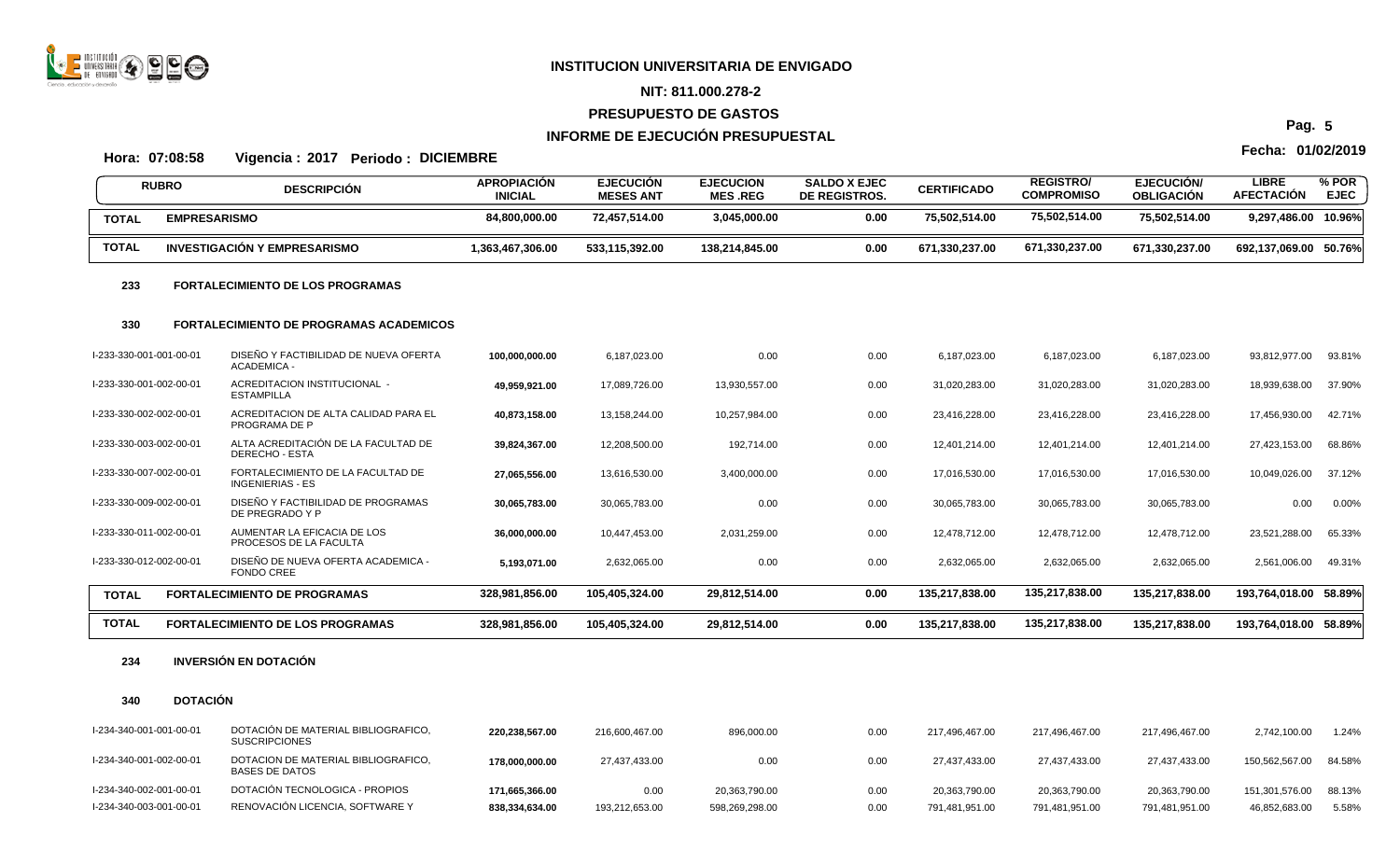**INSTITUCION UNIVERSITARIA DE ENVIGADO**

**NIT: 811.000.278-2**

**PRESUPUESTO DE GASTOS**

**INFORME DE EJECUCIÓN PRESUPUESTAL**

**Hora: 07:08:58 Vigencia : 2017 Periodo : DICIEMBRE**

**Fecha: 01/02/2019**

| RUBRO | DESCRIPCIÓN | APROPIACIÓN INICIAL | EJECUCIÓN MESES ANT | EJECUCION MES .REG | SALDO X EJEC DE REGISTROS. | CERTIFICADO | REGISTRO/ COMPROMISO | EJECUCIÓN/ OBLIGACIÓN | LIBRE AFECTACIÓN | % POR EJEC |
|---|---|---|---|---|---|---|---|---|---|---|
| **TOTAL** | **EMPRESARISMO** | **84,800,000.00** | **72,457,514.00** | **3,045,000.00** | **0.00** | **75,502,514.00** | **75,502,514.00** | **75,502,514.00** | **9,297,486.00** | **10.96%** |
| **TOTAL** | **INVESTIGACIÓN Y EMPRESARISMO** | **1,363,467,306.00** | **533,115,392.00** | **138,214,845.00** | **0.00** | **671,330,237.00** | **671,330,237.00** | **671,330,237.00** | **692,137,069.00** | **50.76%** |
| **233** | **FORTALECIMIENTO DE LOS PROGRAMAS** | | | | | | | | | |
| **330** | **FORTALECIMIENTO DE PROGRAMAS ACADEMICOS** | | | | | | | | | |
| I-233-330-001-001-00-01 | DISEÑO Y FACTIBILIDAD DE NUEVA OFERTA ACADEMICA - | **100,000,000.00** | 6,187,023.00 | 0.00 | 0.00 | 6,187,023.00 | 6,187,023.00 | 6,187,023.00 | 93,812,977.00 | 93.81% |
| I-233-330-001-002-00-01 | ACREDITACION INSTITUCIONAL - ESTAMPILLA | **49,959,921.00** | 17,089,726.00 | 13,930,557.00 | 0.00 | 31,020,283.00 | 31,020,283.00 | 31,020,283.00 | 18,939,638.00 | 37.90% |
| I-233-330-002-002-00-01 | ACREDITACION DE ALTA CALIDAD PARA EL PROGRAMA DE P | **40,873,158.00** | 13,158,244.00 | 10,257,984.00 | 0.00 | 23,416,228.00 | 23,416,228.00 | 23,416,228.00 | 17,456,930.00 | 42.71% |
| I-233-330-003-002-00-01 | ALTA ACREDITACIÓN DE LA FACULTAD DE DERECHO - ESTA | **39,824,367.00** | 12,208,500.00 | 192,714.00 | 0.00 | 12,401,214.00 | 12,401,214.00 | 12,401,214.00 | 27,423,153.00 | 68.86% |
| I-233-330-007-002-00-01 | FORTALECIMIENTO DE LA FACULTAD DE INGENIERIAS - ES | **27,065,556.00** | 13,616,530.00 | 3,400,000.00 | 0.00 | 17,016,530.00 | 17,016,530.00 | 17,016,530.00 | 10,049,026.00 | 37.12% |
| I-233-330-009-002-00-01 | DISEÑO Y FACTIBILIDAD DE PROGRAMAS DE PREGRADO Y P | **30,065,783.00** | 30,065,783.00 | 0.00 | 0.00 | 30,065,783.00 | 30,065,783.00 | 30,065,783.00 | 0.00 | 0.00% |
| I-233-330-011-002-00-01 | AUMENTAR LA EFICACIA DE LOS PROCESOS DE LA FACULTA | **36,000,000.00** | 10,447,453.00 | 2,031,259.00 | 0.00 | 12,478,712.00 | 12,478,712.00 | 12,478,712.00 | 23,521,288.00 | 65.33% |
| I-233-330-012-002-00-01 | DISEÑO DE NUEVA OFERTA ACADEMICA - FONDO CREE | **5,193,071.00** | 2,632,065.00 | 0.00 | 0.00 | 2,632,065.00 | 2,632,065.00 | 2,632,065.00 | 2,561,006.00 | 49.31% |
| **TOTAL** | **FORTALECIMIENTO DE PROGRAMAS** | **328,981,856.00** | **105,405,324.00** | **29,812,514.00** | **0.00** | **135,217,838.00** | **135,217,838.00** | **135,217,838.00** | **193,764,018.00** | **58.89%** |
| **TOTAL** | **FORTALECIMIENTO DE LOS PROGRAMAS** | **328,981,856.00** | **105,405,324.00** | **29,812,514.00** | **0.00** | **135,217,838.00** | **135,217,838.00** | **135,217,838.00** | **193,764,018.00** | **58.89%** |
| **234** | **INVERSIÓN EN DOTACIÓN** | | | | | | | | | |
| **340** | **DOTACIÓN** | | | | | | | | | |
| I-234-340-001-001-00-01 | DOTACIÓN DE MATERIAL BIBLIOGRAFICO, SUSCRIPCIONES | **220,238,567.00** | 216,600,467.00 | 896,000.00 | 0.00 | 217,496,467.00 | 217,496,467.00 | 217,496,467.00 | 2,742,100.00 | 1.24% |
| I-234-340-001-002-00-01 | DOTACION DE MATERIAL BIBLIOGRAFICO, BASES DE DATOS | **178,000,000.00** | 27,437,433.00 | 0.00 | 0.00 | 27,437,433.00 | 27,437,433.00 | 27,437,433.00 | 150,562,567.00 | 84.58% |
| I-234-340-002-001-00-01 | DOTACIÓN TECNOLOGICA - PROPIOS | **171,665,366.00** | 0.00 | 20,363,790.00 | 0.00 | 20,363,790.00 | 20,363,790.00 | 20,363,790.00 | 151,301,576.00 | 88.13% |
| I-234-340-003-001-00-01 | RENOVACIÓN LICENCIA, SOFTWARE Y | **838,334,634.00** | 193,212,653.00 | 598,269,298.00 | 0.00 | 791,481,951.00 | 791,481,951.00 | 791,481,951.00 | 46,852,683.00 | 5.58% |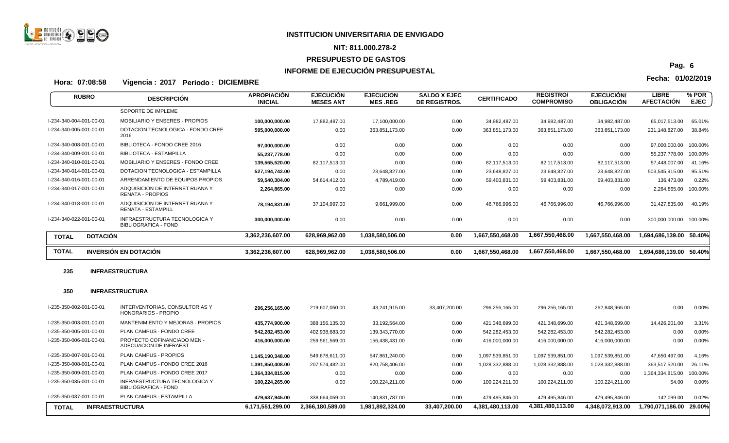# INSTITUCION UNIVERSITARIA DE ENVIGADO

**NIT: 811.000.278-2**

**PRESUPUESTO DE GASTOS**

**INFORME DE EJECUCIÓN PRESUPUESTAL**

**Hora: 07:08:58** **Vigencia : 2017 Periodo : DICIEMBRE**

**Fecha: 01/02/2019**

| RUBRO | DESCRIPCIÓN | APROPIACIÓN INICIAL | EJECUCIÓN MESES ANT | EJECUCION MES .REG | SALDO X EJEC DE REGISTROS. | CERTIFICADO | REGISTRO/ COMPROMISO | EJECUCIÓN/ OBLIGACIÓN | LIBRE AFECTACIÓN | % POR EJEC |
|---|---|---|---|---|---|---|---|---|---|---|
| | SOPORTE DE IMPLEME | | | | | | | | | |
| I-234-340-004-001-00-01 | MOBILIARIO Y ENSERES - PROPIOS | 100,000,000.00 | 17,882,487.00 | 17,100,000.00 | 0.00 | 34,982,487.00 | 34,982,487.00 | 34,982,487.00 | 65,017,513.00 | 65.01% |
| I-234-340-005-001-00-01 | DOTACION TECNOLOGICA - FONDO CREE 2016 | 595,000,000.00 | 0.00 | 363,851,173.00 | 0.00 | 363,851,173.00 | 363,851,173.00 | 363,851,173.00 | 231,148,827.00 | 38.84% |
| I-234-340-008-001-00-01 | BIBLIOTECA - FONDO CREE 2016 | 97,000,000.00 | 0.00 | 0.00 | 0.00 | 0.00 | 0.00 | 0.00 | 97,000,000.00 | 100.00% |
| I-234-340-009-001-00-01 | BIBLIOTECA - ESTAMPILLA | 55,237,778.00 | 0.00 | 0.00 | 0.00 | 0.00 | 0.00 | 0.00 | 55,237,778.00 | 100.00% |
| I-234-340-010-001-00-01 | MOBILIARIO Y ENSERES - FONDO CREE | 139,565,520.00 | 82,117,513.00 | 0.00 | 0.00 | 82,117,513.00 | 82,117,513.00 | 82,117,513.00 | 57,448,007.00 | 41.16% |
| I-234-340-014-001-00-01 | DOTACION TECNOLOGICA - ESTAMPILLA | 527,194,742.00 | 0.00 | 23,648,827.00 | 0.00 | 23,648,827.00 | 23,648,827.00 | 23,648,827.00 | 503,545,915.00 | 95.51% |
| I-234-340-016-001-00-01 | ARRENDAMIENTO DE EQUIPOS PROPIOS | 59,540,304.00 | 54,614,412.00 | 4,789,419.00 | 0.00 | 59,403,831.00 | 59,403,831.00 | 59,403,831.00 | 136,473.00 | 0.22% |
| I-234-340-017-001-00-01 | ADQUISICION DE INTERNET RUANA Y RENATA - PROPIOS | 2,264,865.00 | 0.00 | 0.00 | 0.00 | 0.00 | 0.00 | 0.00 | 2,264,865.00 | 100.00% |
| I-234-340-018-001-00-01 | ADQUISICION DE INTERNET RUANA Y RENATA - ESTAMPILL | 78,194,831.00 | 37,104,997.00 | 9,661,999.00 | 0.00 | 46,766,996.00 | 46,766,996.00 | 46,766,996.00 | 31,427,835.00 | 40.19% |
| I-234-340-022-001-00-01 | INFRAESTRUCTURA TECNOLOGICA Y BIBLIOGRAFICA - FOND | 300,000,000.00 | 0.00 | 0.00 | 0.00 | 0.00 | 0.00 | 0.00 | 300,000,000.00 | 100.00% |
| **TOTAL** | **DOTACIÓN** | **3,362,236,607.00** | **628,969,962.00** | **1,038,580,506.00** | **0.00** | **1,667,550,468.00** | **1,667,550,468.00** | **1,667,550,468.00** | **1,694,686,139.00** | **50.40%** |
| **TOTAL** | **INVERSIÓN EN DOTACIÓN** | **3,362,236,607.00** | **628,969,962.00** | **1,038,580,506.00** | **0.00** | **1,667,550,468.00** | **1,667,550,468.00** | **1,667,550,468.00** | **1,694,686,139.00** | **50.40%** |
| **235** | **INFRAESTRUCTURA** | | | | | | | | | |
| **350** | **INFRAESTRUCTURA** | | | | | | | | | |
| I-235-350-002-001-00-01 | INTERVENTORIAS, CONSULTORIAS Y HONORARIOS - PROPIO | 296,256,165.00 | 219,607,050.00 | 43,241,915.00 | 33,407,200.00 | 296,256,165.00 | 296,256,165.00 | 262,848,965.00 | 0.00 | 0.00% |
| I-235-350-003-001-00-01 | MANTENIMIENTO Y MEJORAS - PROPIOS | 435,774,900.00 | 388,156,135.00 | 33,192,564.00 | 0.00 | 421,348,699.00 | 421,348,699.00 | 421,348,699.00 | 14,426,201.00 | 3.31% |
| I-235-350-005-001-00-01 | PLAN CAMPUS - FONDO CREE | 542,282,453.00 | 402,938,683.00 | 139,343,770.00 | 0.00 | 542,282,453.00 | 542,282,453.00 | 542,282,453.00 | 0.00 | 0.00% |
| I-235-350-006-001-00-01 | PROYECTO COFINANCIADO MEN - ADECUACION DE INFRAEST | 416,000,000.00 | 259,561,569.00 | 156,438,431.00 | 0.00 | 416,000,000.00 | 416,000,000.00 | 416,000,000.00 | 0.00 | 0.00% |
| I-235-350-007-001-00-01 | PLAN CAMPUS - PROPIOS | 1,145,190,348.00 | 549,678,611.00 | 547,861,240.00 | 0.00 | 1,097,539,851.00 | 1,097,539,851.00 | 1,097,539,851.00 | 47,650,497.00 | 4.16% |
| I-235-350-008-001-00-01 | PLAN CAMPUS - FONDO CREE 2016 | 1,391,850,408.00 | 207,574,482.00 | 820,758,406.00 | 0.00 | 1,028,332,888.00 | 1,028,332,888.00 | 1,028,332,888.00 | 363,517,520.00 | 26.11% |
| I-235-350-009-001-00-01 | PLAN CAMPUS - FONDO CREE 2017 | 1,364,334,815.00 | 0.00 | 0.00 | 0.00 | 0.00 | 0.00 | 0.00 | 1,364,334,815.00 | 100.00% |
| I-235-350-035-001-00-01 | INFRAESTRUCTURA TECNOLOGICA Y BIBLIOGRAFICA - FOND | 100,224,265.00 | 0.00 | 100,224,211.00 | 0.00 | 100,224,211.00 | 100,224,211.00 | 100,224,211.00 | 54.00 | 0.00% |
| I-235-350-037-001-00-01 | PLAN CAMPUS - ESTAMPILLA | 479,637,945.00 | 338,664,059.00 | 140,831,787.00 | 0.00 | 479,495,846.00 | 479,495,846.00 | 479,495,846.00 | 142,099.00 | 0.02% |
| **TOTAL** | **INFRAESTRUCTURA** | **6,171,551,299.00** | **2,366,180,589.00** | **1,981,892,324.00** | **33,407,200.00** | **4,381,480,113.00** | **4,381,480,113.00** | **4,348,072,913.00** | **1,790,071,186.00** | **29.00%** |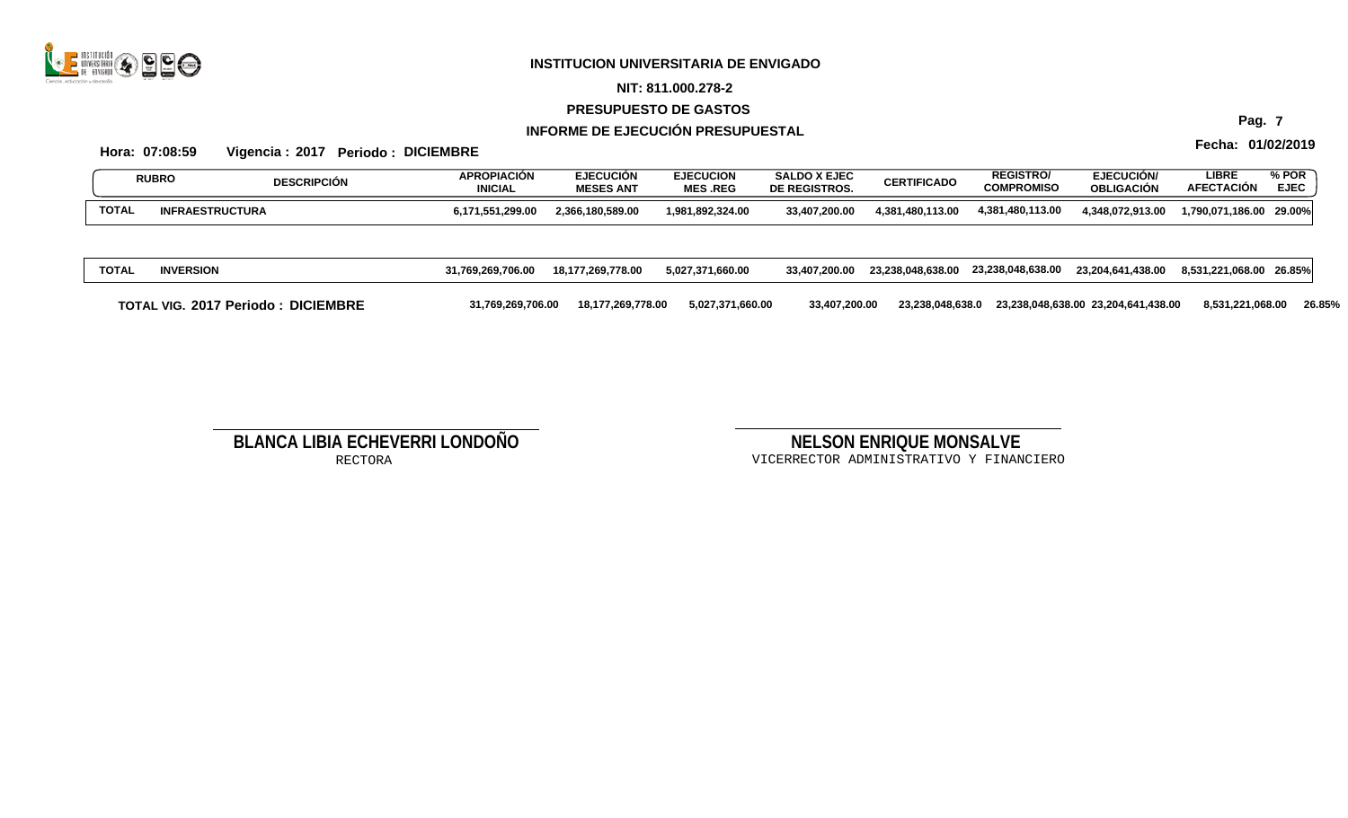**INSTITUCION UNIVERSITARIA DE ENVIGADO**

**NIT: 811.000.278-2**

**PRESUPUESTO DE GASTOS**

**INFORME DE EJECUCIÓN PRESUPUESTAL**

**Hora: 07:08:59** **Vigencia : 2017** **Periodo : DICIEMBRE**

**Fecha: 01/02/2019**

| RUBRO | DESCRIPCIÓN | APROPIACIÓN INICIAL | EJECUCIÓN MESES ANT | EJECUCION MES .REG | SALDO X EJEC DE REGISTROS. | CERTIFICADO | REGISTRO/ COMPROMISO | EJECUCIÓN/ OBLIGACIÓN | LIBRE AFECTACIÓN | % POR EJEC |
|---|---|---|---|---|---|---|---|---|---|---|
| TOTAL | INFRAESTRUCTURA | 6,171,551,299.00 | 2,366,180,589.00 | 1,981,892,324.00 | 33,407,200.00 | 4,381,480,113.00 | 4,381,480,113.00 | 4,348,072,913.00 | 1,790,071,186.00 | 29.00% |
| TOTAL | INVERSION | 31,769,269,706.00 | 18,177,269,778.00 | 5,027,371,660.00 | 33,407,200.00 | 23,238,048,638.00 | 23,238,048,638.00 | 23,204,641,438.00 | 8,531,221,068.00 | 26.85% |
| TOTAL VIG. 2017 Periodo : DICIEMBRE | | 31,769,269,706.00 | 18,177,269,778.00 | 5,027,371,660.00 | 33,407,200.00 | 23,238,048,638.0 | 23,238,048,638.00 | 23,204,641,438.00 | 8,531,221,068.00 | 26.85% |

**BLANCA LIBIA ECHEVERRI LONDOÑO**
RECTORA

**NELSON ENRIQUE MONSALVE**
VICERRECTOR ADMINISTRATIVO Y FINANCIERO